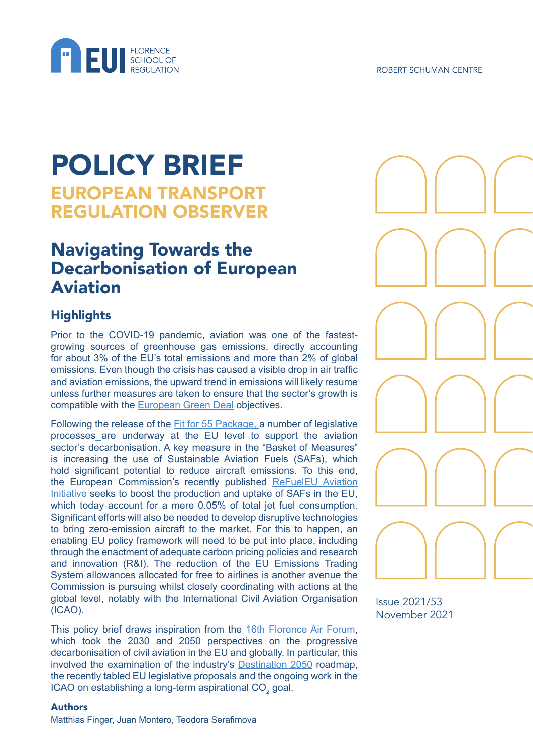FLORENCE SCHOOL OF REGULATION

ROBERT SCHUMAN CENTRE

# POLICY BRIEF

## EUROPEAN TRANSPORT REGULATION OBSERVER

# Navigating Towards the Decarbonisation of European Aviation

## Highlights

Prior to the COVID-19 pandemic, aviation was one of the fastest-growing sources of greenhouse gas emissions, directly accounting for about 3% of the EU's total emissions and more than 2% of global emissions. Even though the crisis has caused a visible drop in air traffic and aviation emissions, the upward trend in emissions will likely resume unless further measures are taken to ensure that the sector's growth is compatible with the European Green Deal objectives.

Following the release of the Fit for 55 Package, a number of legislative processes are underway at the EU level to support the aviation sector's decarbonisation. A key measure in the "Basket of Measures" is increasing the use of Sustainable Aviation Fuels (SAFs), which hold significant potential to reduce aircraft emissions. To this end, the European Commission's recently published ReFuelEU Aviation Initiative seeks to boost the production and uptake of SAFs in the EU, which today account for a mere 0.05% of total jet fuel consumption. Significant efforts will also be needed to develop disruptive technologies to bring zero-emission aircraft to the market. For this to happen, an enabling EU policy framework will need to be put into place, including through the enactment of adequate carbon pricing policies and research and innovation (R&I). The reduction of the EU Emissions Trading System allowances allocated for free to airlines is another avenue the Commission is pursuing whilst closely coordinating with actions at the global level, notably with the International Civil Aviation Organisation (ICAO).

This policy brief draws inspiration from the 16th Florence Air Forum, which took the 2030 and 2050 perspectives on the progressive decarbonisation of civil aviation in the EU and globally. In particular, this involved the examination of the industry's Destination 2050 roadmap, the recently tabled EU legislative proposals and the ongoing work in the ICAO on establishing a long-term aspirational $CO_2$ goal.

Issue 2021/53
November 2021

**Authors**

Matthias Finger, Juan Montero, Teodora Serafimova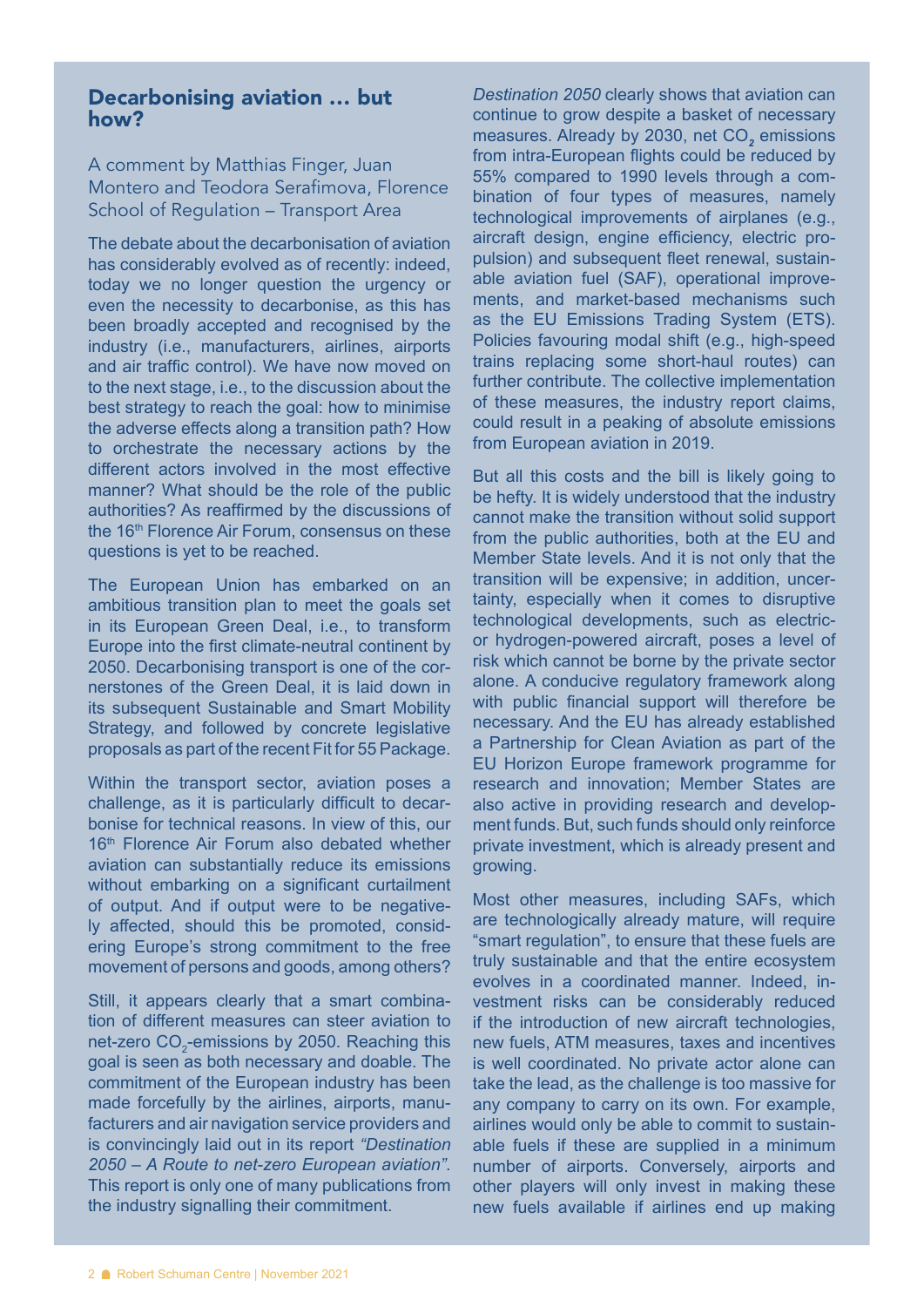## Decarbonising aviation … but how?

A comment by Matthias Finger, Juan Montero and Teodora Serafimova, Florence School of Regulation – Transport Area

The debate about the decarbonisation of aviation has considerably evolved as of recently: indeed, today we no longer question the urgency or even the necessity to decarbonise, as this has been broadly accepted and recognised by the industry (i.e., manufacturers, airlines, airports and air traffic control). We have now moved on to the next stage, i.e., to the discussion about the best strategy to reach the goal: how to minimise the adverse effects along a transition path? How to orchestrate the necessary actions by the different actors involved in the most effective manner? What should be the role of the public authorities? As reaffirmed by the discussions of the 16th Florence Air Forum, consensus on these questions is yet to be reached.

The European Union has embarked on an ambitious transition plan to meet the goals set in its European Green Deal, i.e., to transform Europe into the first climate-neutral continent by 2050. Decarbonising transport is one of the cornerstones of the Green Deal, it is laid down in its subsequent Sustainable and Smart Mobility Strategy, and followed by concrete legislative proposals as part of the recent Fit for 55 Package.

Within the transport sector, aviation poses a challenge, as it is particularly difficult to decarbonise for technical reasons. In view of this, our 16th Florence Air Forum also debated whether aviation can substantially reduce its emissions without embarking on a significant curtailment of output. And if output were to be negatively affected, should this be promoted, considering Europe's strong commitment to the free movement of persons and goods, among others?

Still, it appears clearly that a smart combination of different measures can steer aviation to net-zero $CO_2$-emissions by 2050. Reaching this goal is seen as both necessary and doable. The commitment of the European industry has been made forcefully by the airlines, airports, manufacturers and air navigation service providers and is convincingly laid out in its report *"Destination 2050 – A Route to net-zero European aviation"*. This report is only one of many publications from the industry signalling their commitment.

*Destination 2050* clearly shows that aviation can continue to grow despite a basket of necessary measures. Already by 2030, net $CO_2$ emissions from intra-European flights could be reduced by 55% compared to 1990 levels through a combination of four types of measures, namely technological improvements of airplanes (e.g., aircraft design, engine efficiency, electric propulsion) and subsequent fleet renewal, sustainable aviation fuel (SAF), operational improvements, and market-based mechanisms such as the EU Emissions Trading System (ETS). Policies favouring modal shift (e.g., high-speed trains replacing some short-haul routes) can further contribute. The collective implementation of these measures, the industry report claims, could result in a peaking of absolute emissions from European aviation in 2019.

But all this costs and the bill is likely going to be hefty. It is widely understood that the industry cannot make the transition without solid support from the public authorities, both at the EU and Member State levels. And it is not only that the transition will be expensive; in addition, uncertainty, especially when it comes to disruptive technological developments, such as electric- or hydrogen-powered aircraft, poses a level of risk which cannot be borne by the private sector alone. A conducive regulatory framework along with public financial support will therefore be necessary. And the EU has already established a Partnership for Clean Aviation as part of the EU Horizon Europe framework programme for research and innovation; Member States are also active in providing research and development funds. But, such funds should only reinforce private investment, which is already present and growing.

Most other measures, including SAFs, which are technologically already mature, will require "smart regulation", to ensure that these fuels are truly sustainable and that the entire ecosystem evolves in a coordinated manner. Indeed, investment risks can be considerably reduced if the introduction of new aircraft technologies, new fuels, ATM measures, taxes and incentives is well coordinated. No private actor alone can take the lead, as the challenge is too massive for any company to carry on its own. For example, airlines would only be able to commit to sustainable fuels if these are supplied in a minimum number of airports. Conversely, airports and other players will only invest in making these new fuels available if airlines end up making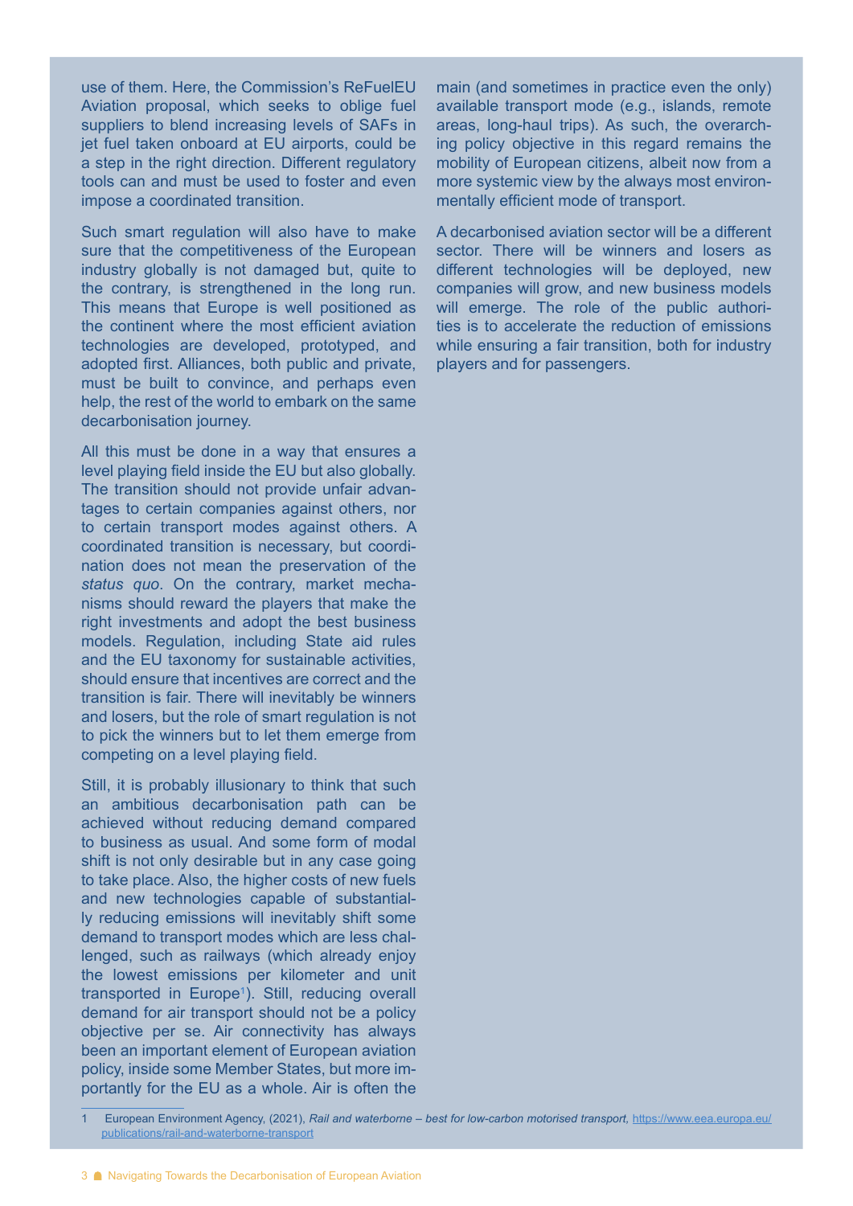use of them. Here, the Commission's ReFuelEU Aviation proposal, which seeks to oblige fuel suppliers to blend increasing levels of SAFs in jet fuel taken onboard at EU airports, could be a step in the right direction. Different regulatory tools can and must be used to foster and even impose a coordinated transition.

Such smart regulation will also have to make sure that the competitiveness of the European industry globally is not damaged but, quite to the contrary, is strengthened in the long run. This means that Europe is well positioned as the continent where the most efficient aviation technologies are developed, prototyped, and adopted first. Alliances, both public and private, must be built to convince, and perhaps even help, the rest of the world to embark on the same decarbonisation journey.

All this must be done in a way that ensures a level playing field inside the EU but also globally. The transition should not provide unfair advantages to certain companies against others, nor to certain transport modes against others. A coordinated transition is necessary, but coordination does not mean the preservation of the *status quo*. On the contrary, market mechanisms should reward the players that make the right investments and adopt the best business models. Regulation, including State aid rules and the EU taxonomy for sustainable activities, should ensure that incentives are correct and the transition is fair. There will inevitably be winners and losers, but the role of smart regulation is not to pick the winners but to let them emerge from competing on a level playing field.

Still, it is probably illusionary to think that such an ambitious decarbonisation path can be achieved without reducing demand compared to business as usual. And some form of modal shift is not only desirable but in any case going to take place. Also, the higher costs of new fuels and new technologies capable of substantially reducing emissions will inevitably shift some demand to transport modes which are less challenged, such as railways (which already enjoy the lowest emissions per kilometer and unit transported in Europe[1]). Still, reducing overall demand for air transport should not be a policy objective per se. Air connectivity has always been an important element of European aviation policy, inside some Member States, but more importantly for the EU as a whole. Air is often the main (and sometimes in practice even the only) available transport mode (e.g., islands, remote areas, long-haul trips). As such, the overarching policy objective in this regard remains the mobility of European citizens, albeit now from a more systemic view by the always most environmentally efficient mode of transport.

A decarbonised aviation sector will be a different sector. There will be winners and losers as different technologies will be deployed, new companies will grow, and new business models will emerge. The role of the public authorities is to accelerate the reduction of emissions while ensuring a fair transition, both for industry players and for passengers.

1 European Environment Agency, (2021), *Rail and waterborne – best for low-carbon motorised transport*, https://www.eea.europa.eu/publications/rail-and-waterborne-transport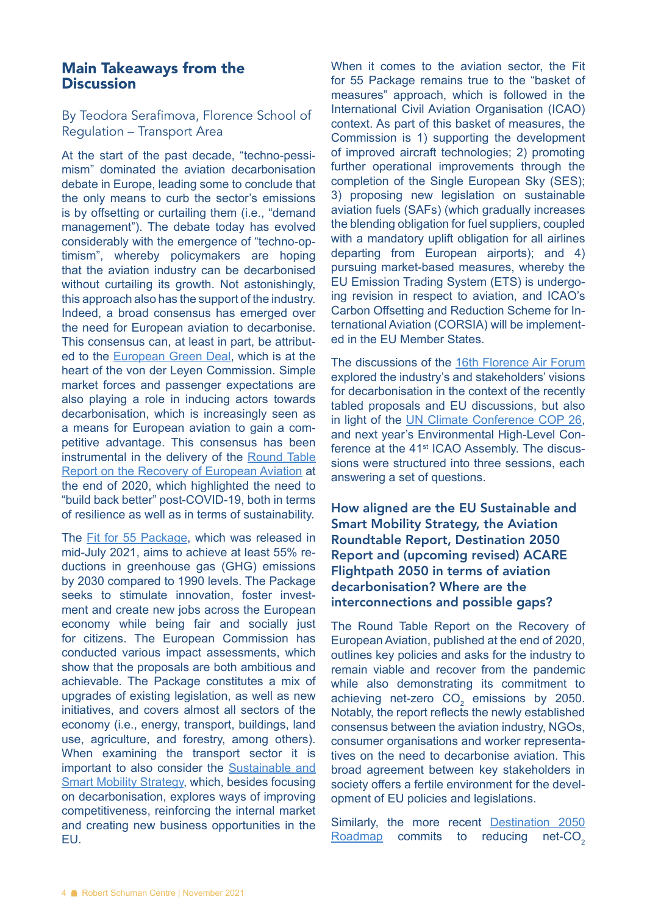## Main Takeaways from the Discussion

By Teodora Serafimova, Florence School of Regulation – Transport Area

At the start of the past decade, "techno-pessimism" dominated the aviation decarbonisation debate in Europe, leading some to conclude that the only means to curb the sector's emissions is by offsetting or curtailing them (i.e., "demand management"). The debate today has evolved considerably with the emergence of "techno-optimism", whereby policymakers are hoping that the aviation industry can be decarbonised without curtailing its growth. Not astonishingly, this approach also has the support of the industry. Indeed, a broad consensus has emerged over the need for European aviation to decarbonise. This consensus can, at least in part, be attributed to the European Green Deal, which is at the heart of the von der Leyen Commission. Simple market forces and passenger expectations are also playing a role in inducing actors towards decarbonisation, which is increasingly seen as a means for European aviation to gain a competitive advantage. This consensus has been instrumental in the delivery of the Round Table Report on the Recovery of European Aviation at the end of 2020, which highlighted the need to "build back better" post-COVID-19, both in terms of resilience as well as in terms of sustainability.

The Fit for 55 Package, which was released in mid-July 2021, aims to achieve at least 55% reductions in greenhouse gas (GHG) emissions by 2030 compared to 1990 levels. The Package seeks to stimulate innovation, foster investment and create new jobs across the European economy while being fair and socially just for citizens. The European Commission has conducted various impact assessments, which show that the proposals are both ambitious and achievable. The Package constitutes a mix of upgrades of existing legislation, as well as new initiatives, and covers almost all sectors of the economy (i.e., energy, transport, buildings, land use, agriculture, and forestry, among others). When examining the transport sector it is important to also consider the Sustainable and Smart Mobility Strategy, which, besides focusing on decarbonisation, explores ways of improving competitiveness, reinforcing the internal market and creating new business opportunities in the EU.

When it comes to the aviation sector, the Fit for 55 Package remains true to the "basket of measures" approach, which is followed in the International Civil Aviation Organisation (ICAO) context. As part of this basket of measures, the Commission is 1) supporting the development of improved aircraft technologies; 2) promoting further operational improvements through the completion of the Single European Sky (SES); 3) proposing new legislation on sustainable aviation fuels (SAFs) (which gradually increases the blending obligation for fuel suppliers, coupled with a mandatory uplift obligation for all airlines departing from European airports); and 4) pursuing market-based measures, whereby the EU Emission Trading System (ETS) is undergoing revision in respect to aviation, and ICAO's Carbon Offsetting and Reduction Scheme for International Aviation (CORSIA) will be implemented in the EU Member States.

The discussions of the 16th Florence Air Forum explored the industry's and stakeholders' visions for decarbonisation in the context of the recently tabled proposals and EU discussions, but also in light of the UN Climate Conference COP 26, and next year's Environmental High-Level Conference at the 41st ICAO Assembly. The discussions were structured into three sessions, each answering a set of questions.

### How aligned are the EU Sustainable and Smart Mobility Strategy, the Aviation Roundtable Report, Destination 2050 Report and (upcoming revised) ACARE Flightpath 2050 in terms of aviation decarbonisation? Where are the interconnections and possible gaps?

The Round Table Report on the Recovery of European Aviation, published at the end of 2020, outlines key policies and asks for the industry to remain viable and recover from the pandemic while also demonstrating its commitment to achieving net-zero $CO_2$ emissions by 2050. Notably, the report reflects the newly established consensus between the aviation industry, NGOs, consumer organisations and worker representatives on the need to decarbonise aviation. This broad agreement between key stakeholders in society offers a fertile environment for the development of EU policies and legislations.

Similarly, the more recent Destination 2050 Roadmap commits to reducing net-$CO_2$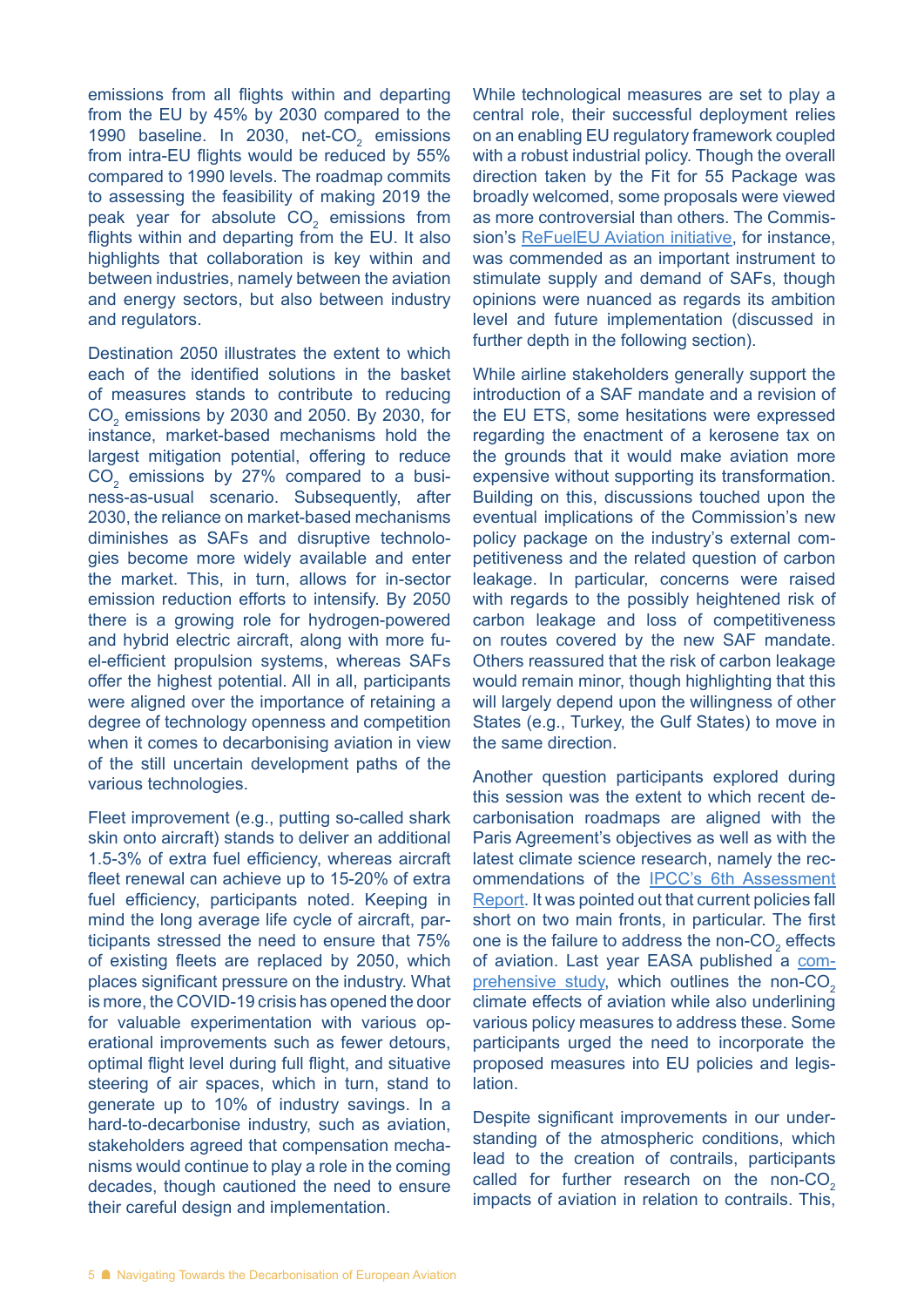emissions from all flights within and departing from the EU by 45% by 2030 compared to the 1990 baseline. In 2030, net-$CO_2$ emissions from intra-EU flights would be reduced by 55% compared to 1990 levels. The roadmap commits to assessing the feasibility of making 2019 the peak year for absolute $CO_2$ emissions from flights within and departing from the EU. It also highlights that collaboration is key within and between industries, namely between the aviation and energy sectors, but also between industry and regulators.

Destination 2050 illustrates the extent to which each of the identified solutions in the basket of measures stands to contribute to reducing $CO_2$ emissions by 2030 and 2050. By 2030, for instance, market-based mechanisms hold the largest mitigation potential, offering to reduce $CO_2$ emissions by 27% compared to a business-as-usual scenario. Subsequently, after 2030, the reliance on market-based mechanisms diminishes as SAFs and disruptive technologies become more widely available and enter the market. This, in turn, allows for in-sector emission reduction efforts to intensify. By 2050 there is a growing role for hydrogen-powered and hybrid electric aircraft, along with more fuel-efficient propulsion systems, whereas SAFs offer the highest potential. All in all, participants were aligned over the importance of retaining a degree of technology openness and competition when it comes to decarbonising aviation in view of the still uncertain development paths of the various technologies.

Fleet improvement (e.g., putting so-called shark skin onto aircraft) stands to deliver an additional 1.5-3% of extra fuel efficiency, whereas aircraft fleet renewal can achieve up to 15-20% of extra fuel efficiency, participants noted. Keeping in mind the long average life cycle of aircraft, participants stressed the need to ensure that 75% of existing fleets are replaced by 2050, which places significant pressure on the industry. What is more, the COVID-19 crisis has opened the door for valuable experimentation with various operational improvements such as fewer detours, optimal flight level during full flight, and situative steering of air spaces, which in turn, stand to generate up to 10% of industry savings. In a hard-to-decarbonise industry, such as aviation, stakeholders agreed that compensation mechanisms would continue to play a role in the coming decades, though cautioned the need to ensure their careful design and implementation.

While technological measures are set to play a central role, their successful deployment relies on an enabling EU regulatory framework coupled with a robust industrial policy. Though the overall direction taken by the Fit for 55 Package was broadly welcomed, some proposals were viewed as more controversial than others. The Commission's ReFuelEU Aviation initiative, for instance, was commended as an important instrument to stimulate supply and demand of SAFs, though opinions were nuanced as regards its ambition level and future implementation (discussed in further depth in the following section).

While airline stakeholders generally support the introduction of a SAF mandate and a revision of the EU ETS, some hesitations were expressed regarding the enactment of a kerosene tax on the grounds that it would make aviation more expensive without supporting its transformation. Building on this, discussions touched upon the eventual implications of the Commission's new policy package on the industry's external competitiveness and the related question of carbon leakage. In particular, concerns were raised with regards to the possibly heightened risk of carbon leakage and loss of competitiveness on routes covered by the new SAF mandate. Others reassured that the risk of carbon leakage would remain minor, though highlighting that this will largely depend upon the willingness of other States (e.g., Turkey, the Gulf States) to move in the same direction.

Another question participants explored during this session was the extent to which recent decarbonisation roadmaps are aligned with the Paris Agreement's objectives as well as with the latest climate science research, namely the recommendations of the IPCC's 6th Assessment Report. It was pointed out that current policies fall short on two main fronts, in particular. The first one is the failure to address the non-$CO_2$ effects of aviation. Last year EASA published a comprehensive study, which outlines the non-$CO_2$ climate effects of aviation while also underlining various policy measures to address these. Some participants urged the need to incorporate the proposed measures into EU policies and legislation.

Despite significant improvements in our understanding of the atmospheric conditions, which lead to the creation of contrails, participants called for further research on the non-$CO_2$ impacts of aviation in relation to contrails. This,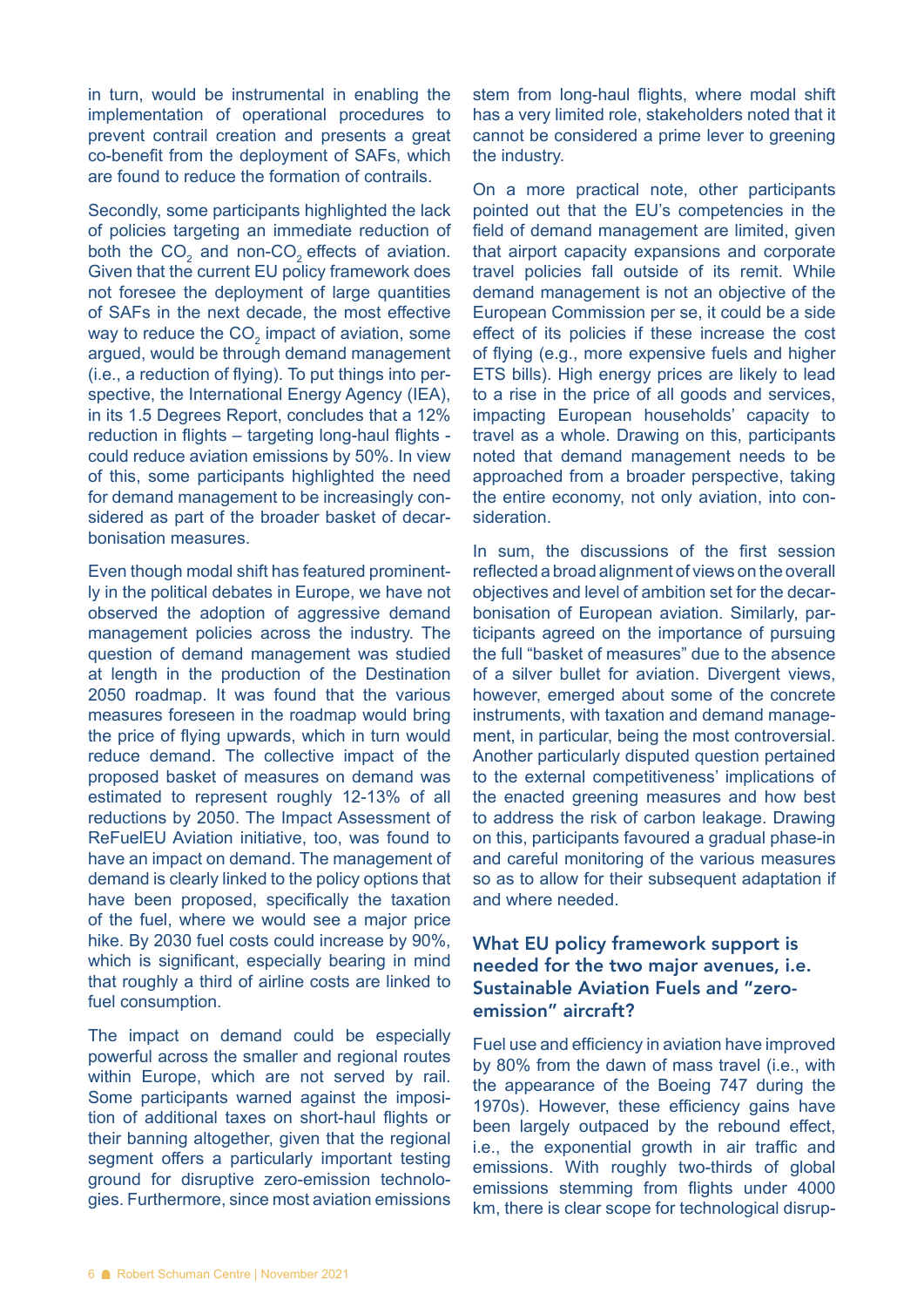in turn, would be instrumental in enabling the implementation of operational procedures to prevent contrail creation and presents a great co-benefit from the deployment of SAFs, which are found to reduce the formation of contrails.

Secondly, some participants highlighted the lack of policies targeting an immediate reduction of both the $CO_2$ and non-$CO_2$ effects of aviation. Given that the current EU policy framework does not foresee the deployment of large quantities of SAFs in the next decade, the most effective way to reduce the $CO_2$ impact of aviation, some argued, would be through demand management (i.e., a reduction of flying). To put things into perspective, the International Energy Agency (IEA), in its 1.5 Degrees Report, concludes that a 12% reduction in flights – targeting long-haul flights - could reduce aviation emissions by 50%. In view of this, some participants highlighted the need for demand management to be increasingly considered as part of the broader basket of decarbonisation measures.

Even though modal shift has featured prominently in the political debates in Europe, we have not observed the adoption of aggressive demand management policies across the industry. The question of demand management was studied at length in the production of the Destination 2050 roadmap. It was found that the various measures foreseen in the roadmap would bring the price of flying upwards, which in turn would reduce demand. The collective impact of the proposed basket of measures on demand was estimated to represent roughly 12-13% of all reductions by 2050. The Impact Assessment of ReFuelEU Aviation initiative, too, was found to have an impact on demand. The management of demand is clearly linked to the policy options that have been proposed, specifically the taxation of the fuel, where we would see a major price hike. By 2030 fuel costs could increase by 90%, which is significant, especially bearing in mind that roughly a third of airline costs are linked to fuel consumption.

The impact on demand could be especially powerful across the smaller and regional routes within Europe, which are not served by rail. Some participants warned against the imposition of additional taxes on short-haul flights or their banning altogether, given that the regional segment offers a particularly important testing ground for disruptive zero-emission technologies. Furthermore, since most aviation emissions stem from long-haul flights, where modal shift has a very limited role, stakeholders noted that it cannot be considered a prime lever to greening the industry.

On a more practical note, other participants pointed out that the EU's competencies in the field of demand management are limited, given that airport capacity expansions and corporate travel policies fall outside of its remit. While demand management is not an objective of the European Commission per se, it could be a side effect of its policies if these increase the cost of flying (e.g., more expensive fuels and higher ETS bills). High energy prices are likely to lead to a rise in the price of all goods and services, impacting European households' capacity to travel as a whole. Drawing on this, participants noted that demand management needs to be approached from a broader perspective, taking the entire economy, not only aviation, into consideration.

In sum, the discussions of the first session reflected a broad alignment of views on the overall objectives and level of ambition set for the decarbonisation of European aviation. Similarly, participants agreed on the importance of pursuing the full "basket of measures" due to the absence of a silver bullet for aviation. Divergent views, however, emerged about some of the concrete instruments, with taxation and demand management, in particular, being the most controversial. Another particularly disputed question pertained to the external competitiveness' implications of the enacted greening measures and how best to address the risk of carbon leakage. Drawing on this, participants favoured a gradual phase-in and careful monitoring of the various measures so as to allow for their subsequent adaptation if and where needed.

### What EU policy framework support is needed for the two major avenues, i.e. Sustainable Aviation Fuels and "zero-emission" aircraft?

Fuel use and efficiency in aviation have improved by 80% from the dawn of mass travel (i.e., with the appearance of the Boeing 747 during the 1970s). However, these efficiency gains have been largely outpaced by the rebound effect, i.e., the exponential growth in air traffic and emissions. With roughly two-thirds of global emissions stemming from flights under 4000 km, there is clear scope for technological disrup-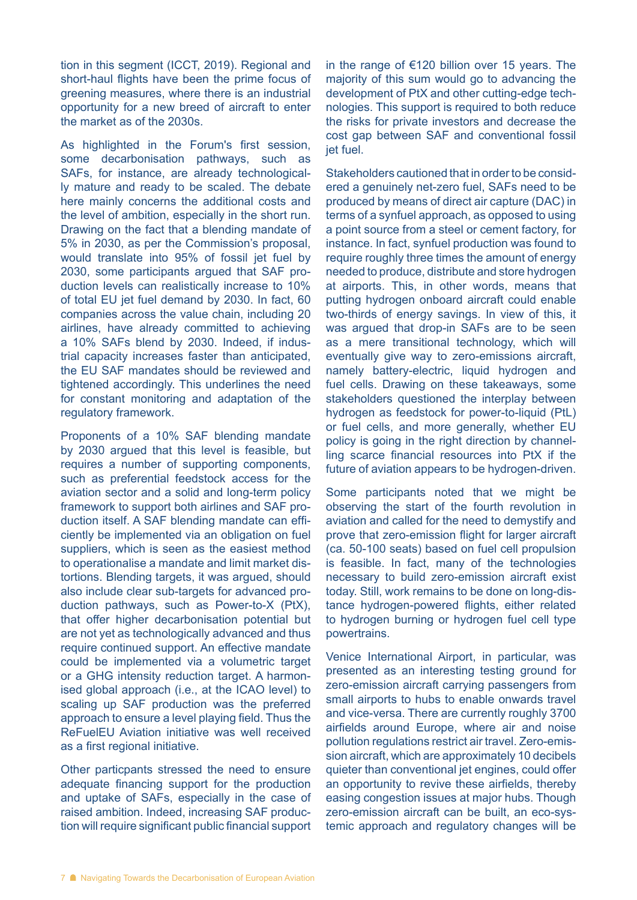tion in this segment (ICCT, 2019). Regional and short-haul flights have been the prime focus of greening measures, where there is an industrial opportunity for a new breed of aircraft to enter the market as of the 2030s.

As highlighted in the Forum's first session, some decarbonisation pathways, such as SAFs, for instance, are already technologically mature and ready to be scaled. The debate here mainly concerns the additional costs and the level of ambition, especially in the short run. Drawing on the fact that a blending mandate of 5% in 2030, as per the Commission's proposal, would translate into 95% of fossil jet fuel by 2030, some participants argued that SAF production levels can realistically increase to 10% of total EU jet fuel demand by 2030. In fact, 60 companies across the value chain, including 20 airlines, have already committed to achieving a 10% SAFs blend by 2030. Indeed, if industrial capacity increases faster than anticipated, the EU SAF mandates should be reviewed and tightened accordingly. This underlines the need for constant monitoring and adaptation of the regulatory framework.

Proponents of a 10% SAF blending mandate by 2030 argued that this level is feasible, but requires a number of supporting components, such as preferential feedstock access for the aviation sector and a solid and long-term policy framework to support both airlines and SAF production itself. A SAF blending mandate can efficiently be implemented via an obligation on fuel suppliers, which is seen as the easiest method to operationalise a mandate and limit market distortions. Blending targets, it was argued, should also include clear sub-targets for advanced production pathways, such as Power-to-X (PtX), that offer higher decarbonisation potential but are not yet as technologically advanced and thus require continued support. An effective mandate could be implemented via a volumetric target or a GHG intensity reduction target. A harmonised global approach (i.e., at the ICAO level) to scaling up SAF production was the preferred approach to ensure a level playing field. Thus the ReFuelEU Aviation initiative was well received as a first regional initiative.

Other particpants stressed the need to ensure adequate financing support for the production and uptake of SAFs, especially in the case of raised ambition. Indeed, increasing SAF production will require significant public financial support in the range of €120 billion over 15 years. The majority of this sum would go to advancing the development of PtX and other cutting-edge technologies. This support is required to both reduce the risks for private investors and decrease the cost gap between SAF and conventional fossil jet fuel.

Stakeholders cautioned that in order to be considered a genuinely net-zero fuel, SAFs need to be produced by means of direct air capture (DAC) in terms of a synfuel approach, as opposed to using a point source from a steel or cement factory, for instance. In fact, synfuel production was found to require roughly three times the amount of energy needed to produce, distribute and store hydrogen at airports. This, in other words, means that putting hydrogen onboard aircraft could enable two-thirds of energy savings. In view of this, it was argued that drop-in SAFs are to be seen as a mere transitional technology, which will eventually give way to zero-emissions aircraft, namely battery-electric, liquid hydrogen and fuel cells. Drawing on these takeaways, some stakeholders questioned the interplay between hydrogen as feedstock for power-to-liquid (PtL) or fuel cells, and more generally, whether EU policy is going in the right direction by channelling scarce financial resources into PtX if the future of aviation appears to be hydrogen-driven.

Some participants noted that we might be observing the start of the fourth revolution in aviation and called for the need to demystify and prove that zero-emission flight for larger aircraft (ca. 50-100 seats) based on fuel cell propulsion is feasible. In fact, many of the technologies necessary to build zero-emission aircraft exist today. Still, work remains to be done on long-distance hydrogen-powered flights, either related to hydrogen burning or hydrogen fuel cell type powertrains.

Venice International Airport, in particular, was presented as an interesting testing ground for zero-emission aircraft carrying passengers from small airports to hubs to enable onwards travel and vice-versa. There are currently roughly 3700 airfields around Europe, where air and noise pollution regulations restrict air travel. Zero-emission aircraft, which are approximately 10 decibels quieter than conventional jet engines, could offer an opportunity to revive these airfields, thereby easing congestion issues at major hubs. Though zero-emission aircraft can be built, an eco-systemic approach and regulatory changes will be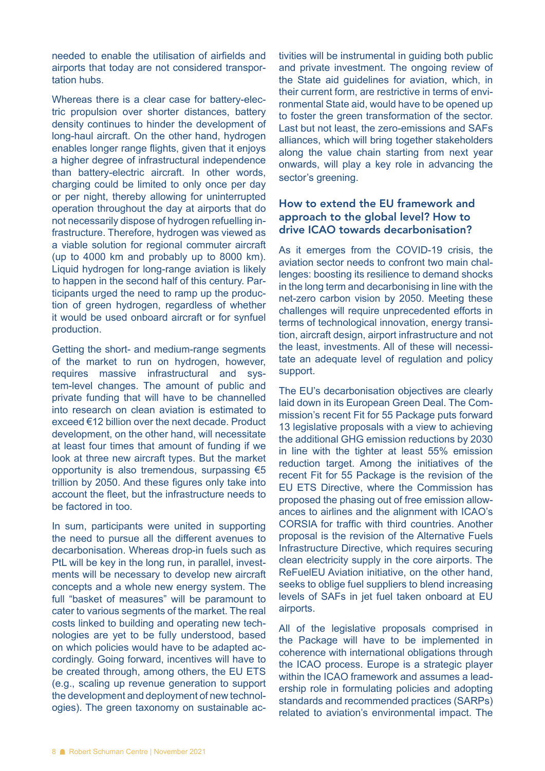needed to enable the utilisation of airfields and airports that today are not considered transportation hubs.

Whereas there is a clear case for battery-electric propulsion over shorter distances, battery density continues to hinder the development of long-haul aircraft. On the other hand, hydrogen enables longer range flights, given that it enjoys a higher degree of infrastructural independence than battery-electric aircraft. In other words, charging could be limited to only once per day or per night, thereby allowing for uninterrupted operation throughout the day at airports that do not necessarily dispose of hydrogen refuelling infrastructure. Therefore, hydrogen was viewed as a viable solution for regional commuter aircraft (up to 4000 km and probably up to 8000 km). Liquid hydrogen for long-range aviation is likely to happen in the second half of this century. Participants urged the need to ramp up the production of green hydrogen, regardless of whether it would be used onboard aircraft or for synfuel production.

Getting the short- and medium-range segments of the market to run on hydrogen, however, requires massive infrastructural and system-level changes. The amount of public and private funding that will have to be channelled into research on clean aviation is estimated to exceed €12 billion over the next decade. Product development, on the other hand, will necessitate at least four times that amount of funding if we look at three new aircraft types. But the market opportunity is also tremendous, surpassing €5 trillion by 2050. And these figures only take into account the fleet, but the infrastructure needs to be factored in too.

In sum, participants were united in supporting the need to pursue all the different avenues to decarbonisation. Whereas drop-in fuels such as PtL will be key in the long run, in parallel, investments will be necessary to develop new aircraft concepts and a whole new energy system. The full "basket of measures" will be paramount to cater to various segments of the market. The real costs linked to building and operating new technologies are yet to be fully understood, based on which policies would have to be adapted accordingly. Going forward, incentives will have to be created through, among others, the EU ETS (e.g., scaling up revenue generation to support the development and deployment of new technologies). The green taxonomy on sustainable activities will be instrumental in guiding both public and private investment. The ongoing review of the State aid guidelines for aviation, which, in their current form, are restrictive in terms of environmental State aid, would have to be opened up to foster the green transformation of the sector. Last but not least, the zero-emissions and SAFs alliances, which will bring together stakeholders along the value chain starting from next year onwards, will play a key role in advancing the sector's greening.

## How to extend the EU framework and approach to the global level? How to drive ICAO towards decarbonisation?

As it emerges from the COVID-19 crisis, the aviation sector needs to confront two main challenges: boosting its resilience to demand shocks in the long term and decarbonising in line with the net-zero carbon vision by 2050. Meeting these challenges will require unprecedented efforts in terms of technological innovation, energy transition, aircraft design, airport infrastructure and not the least, investments. All of these will necessitate an adequate level of regulation and policy support.

The EU's decarbonisation objectives are clearly laid down in its European Green Deal. The Commission's recent Fit for 55 Package puts forward 13 legislative proposals with a view to achieving the additional GHG emission reductions by 2030 in line with the tighter at least 55% emission reduction target. Among the initiatives of the recent Fit for 55 Package is the revision of the EU ETS Directive, where the Commission has proposed the phasing out of free emission allowances to airlines and the alignment with ICAO's CORSIA for traffic with third countries. Another proposal is the revision of the Alternative Fuels Infrastructure Directive, which requires securing clean electricity supply in the core airports. The ReFuelEU Aviation initiative, on the other hand, seeks to oblige fuel suppliers to blend increasing levels of SAFs in jet fuel taken onboard at EU airports.

All of the legislative proposals comprised in the Package will have to be implemented in coherence with international obligations through the ICAO process. Europe is a strategic player within the ICAO framework and assumes a leadership role in formulating policies and adopting standards and recommended practices (SARPs) related to aviation's environmental impact. The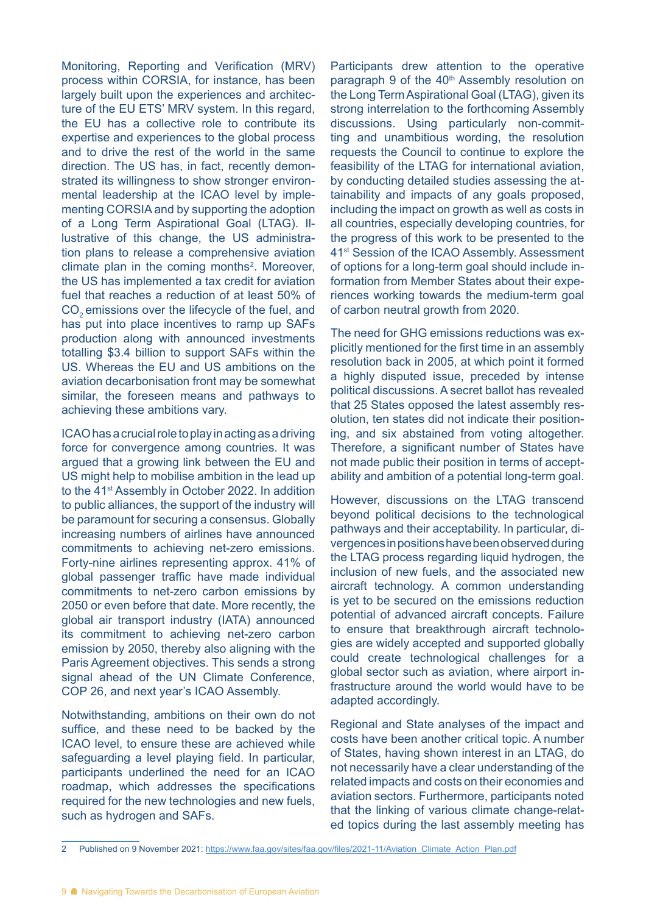Monitoring, Reporting and Verification (MRV) process within CORSIA, for instance, has been largely built upon the experiences and architecture of the EU ETS' MRV system. In this regard, the EU has a collective role to contribute its expertise and experiences to the global process and to drive the rest of the world in the same direction. The US has, in fact, recently demonstrated its willingness to show stronger environmental leadership at the ICAO level by implementing CORSIA and by supporting the adoption of a Long Term Aspirational Goal (LTAG). Illustrative of this change, the US administration plans to release a comprehensive aviation climate plan in the coming months[2]. Moreover, the US has implemented a tax credit for aviation fuel that reaches a reduction of at least 50% of $CO_2$ emissions over the lifecycle of the fuel, and has put into place incentives to ramp up SAFs production along with announced investments totalling $3.4 billion to support SAFs within the US. Whereas the EU and US ambitions on the aviation decarbonisation front may be somewhat similar, the foreseen means and pathways to achieving these ambitions vary.

ICAO has a crucial role to play in acting as a driving force for convergence among countries. It was argued that a growing link between the EU and US might help to mobilise ambition in the lead up to the 41st Assembly in October 2022. In addition to public alliances, the support of the industry will be paramount for securing a consensus. Globally increasing numbers of airlines have announced commitments to achieving net-zero emissions. Forty-nine airlines representing approx. 41% of global passenger traffic have made individual commitments to net-zero carbon emissions by 2050 or even before that date. More recently, the global air transport industry (IATA) announced its commitment to achieving net-zero carbon emission by 2050, thereby also aligning with the Paris Agreement objectives. This sends a strong signal ahead of the UN Climate Conference, COP 26, and next year's ICAO Assembly.

Notwithstanding, ambitions on their own do not suffice, and these need to be backed by the ICAO level, to ensure these are achieved while safeguarding a level playing field. In particular, participants underlined the need for an ICAO roadmap, which addresses the specifications required for the new technologies and new fuels, such as hydrogen and SAFs.

Participants drew attention to the operative paragraph 9 of the 40th Assembly resolution on the Long Term Aspirational Goal (LTAG), given its strong interrelation to the forthcoming Assembly discussions. Using particularly non-committing and unambitious wording, the resolution requests the Council to continue to explore the feasibility of the LTAG for international aviation, by conducting detailed studies assessing the attainability and impacts of any goals proposed, including the impact on growth as well as costs in all countries, especially developing countries, for the progress of this work to be presented to the 41st Session of the ICAO Assembly. Assessment of options for a long-term goal should include information from Member States about their experiences working towards the medium-term goal of carbon neutral growth from 2020.

The need for GHG emissions reductions was explicitly mentioned for the first time in an assembly resolution back in 2005, at which point it formed a highly disputed issue, preceded by intense political discussions. A secret ballot has revealed that 25 States opposed the latest assembly resolution, ten states did not indicate their positioning, and six abstained from voting altogether. Therefore, a significant number of States have not made public their position in terms of acceptability and ambition of a potential long-term goal.

However, discussions on the LTAG transcend beyond political decisions to the technological pathways and their acceptability. In particular, divergences in positions have been observed during the LTAG process regarding liquid hydrogen, the inclusion of new fuels, and the associated new aircraft technology. A common understanding is yet to be secured on the emissions reduction potential of advanced aircraft concepts. Failure to ensure that breakthrough aircraft technologies are widely accepted and supported globally could create technological challenges for a global sector such as aviation, where airport infrastructure around the world would have to be adapted accordingly.

Regional and State analyses of the impact and costs have been another critical topic. A number of States, having shown interest in an LTAG, do not necessarily have a clear understanding of the related impacts and costs on their economies and aviation sectors. Furthermore, participants noted that the linking of various climate change-related topics during the last assembly meeting has

---

2 Published on 9 November 2021: https://www.faa.gov/sites/faa.gov/files/2021-11/Aviation_Climate_Action_Plan.pdf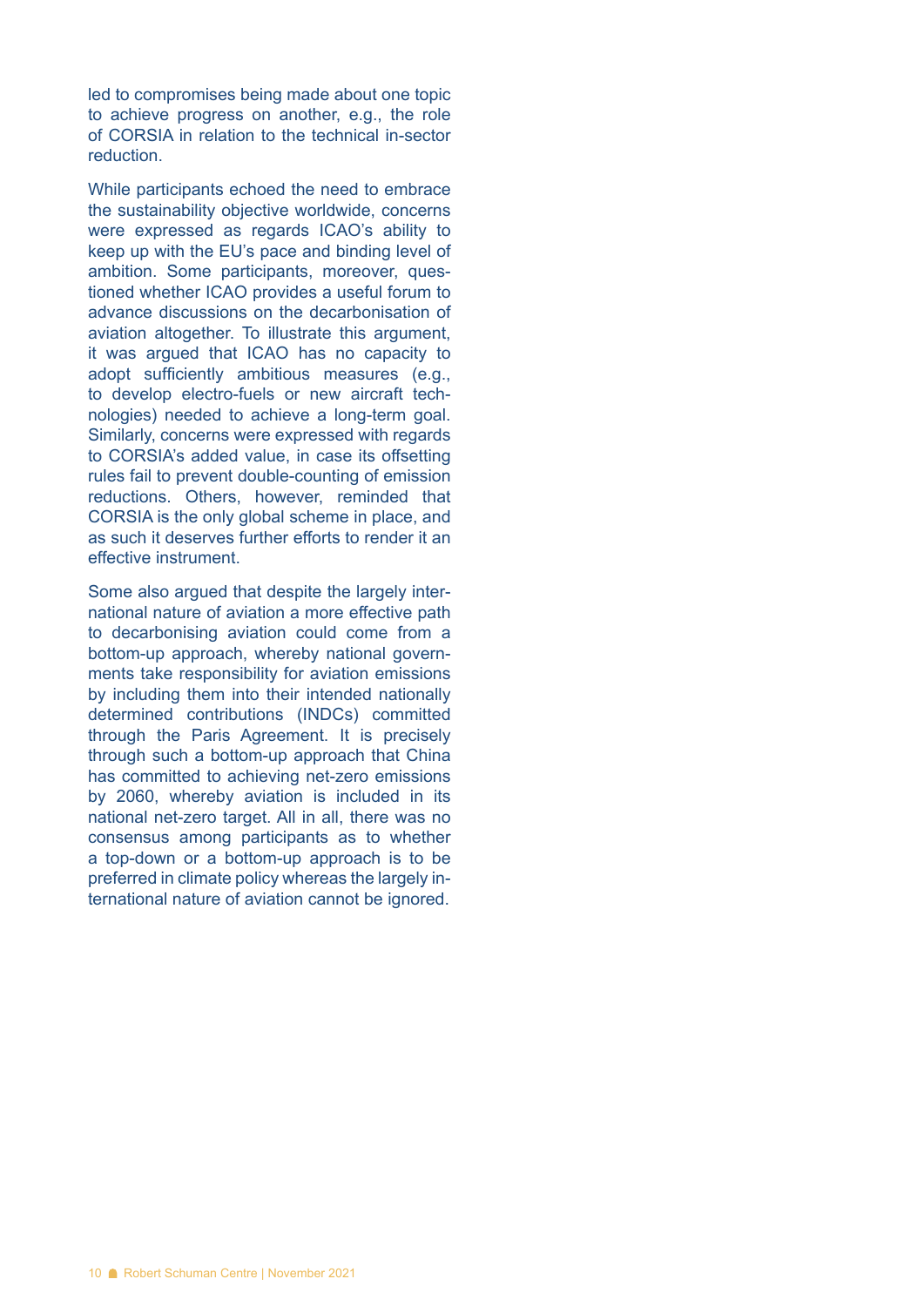led to compromises being made about one topic to achieve progress on another, e.g., the role of CORSIA in relation to the technical in-sector reduction.

While participants echoed the need to embrace the sustainability objective worldwide, concerns were expressed as regards ICAO's ability to keep up with the EU's pace and binding level of ambition. Some participants, moreover, questioned whether ICAO provides a useful forum to advance discussions on the decarbonisation of aviation altogether. To illustrate this argument, it was argued that ICAO has no capacity to adopt sufficiently ambitious measures (e.g., to develop electro-fuels or new aircraft technologies) needed to achieve a long-term goal. Similarly, concerns were expressed with regards to CORSIA's added value, in case its offsetting rules fail to prevent double-counting of emission reductions. Others, however, reminded that CORSIA is the only global scheme in place, and as such it deserves further efforts to render it an effective instrument.

Some also argued that despite the largely international nature of aviation a more effective path to decarbonising aviation could come from a bottom-up approach, whereby national governments take responsibility for aviation emissions by including them into their intended nationally determined contributions (INDCs) committed through the Paris Agreement. It is precisely through such a bottom-up approach that China has committed to achieving net-zero emissions by 2060, whereby aviation is included in its national net-zero target. All in all, there was no consensus among participants as to whether a top-down or a bottom-up approach is to be preferred in climate policy whereas the largely international nature of aviation cannot be ignored.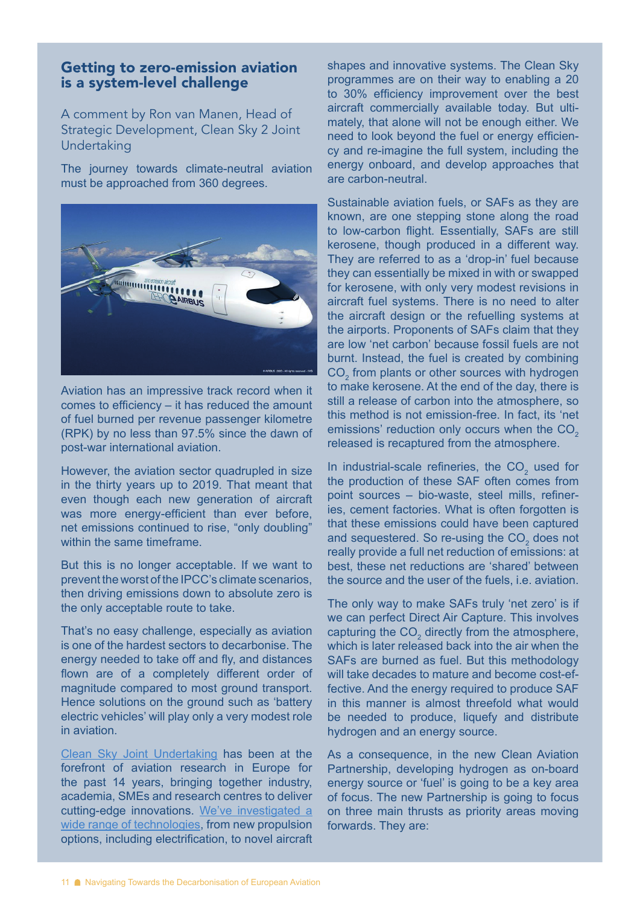## Getting to zero-emission aviation is a system-level challenge

A comment by Ron van Manen, Head of Strategic Development, Clean Sky 2 Joint Undertaking

The journey towards climate-neutral aviation must be approached from 360 degrees.

Aviation has an impressive track record when it comes to efficiency – it has reduced the amount of fuel burned per revenue passenger kilometre (RPK) by no less than 97.5% since the dawn of post-war international aviation.

However, the aviation sector quadrupled in size in the thirty years up to 2019. That meant that even though each new generation of aircraft was more energy-efficient than ever before, net emissions continued to rise, "only doubling" within the same timeframe.

But this is no longer acceptable. If we want to prevent the worst of the IPCC's climate scenarios, then driving emissions down to absolute zero is the only acceptable route to take.

That's no easy challenge, especially as aviation is one of the hardest sectors to decarbonise. The energy needed to take off and fly, and distances flown are of a completely different order of magnitude compared to most ground transport. Hence solutions on the ground such as 'battery electric vehicles' will play only a very modest role in aviation.

Clean Sky Joint Undertaking has been at the forefront of aviation research in Europe for the past 14 years, bringing together industry, academia, SMEs and research centres to deliver cutting-edge innovations. We've investigated a wide range of technologies, from new propulsion options, including electrification, to novel aircraft shapes and innovative systems. The Clean Sky programmes are on their way to enabling a 20 to 30% efficiency improvement over the best aircraft commercially available today. But ultimately, that alone will not be enough either. We need to look beyond the fuel or energy efficiency and re-imagine the full system, including the energy onboard, and develop approaches that are carbon-neutral.

Sustainable aviation fuels, or SAFs as they are known, are one stepping stone along the road to low-carbon flight. Essentially, SAFs are still kerosene, though produced in a different way. They are referred to as a 'drop-in' fuel because they can essentially be mixed in with or swapped for kerosene, with only very modest revisions in aircraft fuel systems. There is no need to alter the aircraft design or the refuelling systems at the airports. Proponents of SAFs claim that they are low 'net carbon' because fossil fuels are not burnt. Instead, the fuel is created by combining $CO_2$ from plants or other sources with hydrogen to make kerosene. At the end of the day, there is still a release of carbon into the atmosphere, so this method is not emission-free. In fact, its 'net emissions' reduction only occurs when the $CO_2$ released is recaptured from the atmosphere.

In industrial-scale refineries, the $CO_2$ used for the production of these SAF often comes from point sources – bio-waste, steel mills, refineries, cement factories. What is often forgotten is that these emissions could have been captured and sequestered. So re-using the $CO_2$ does not really provide a full net reduction of emissions: at best, these net reductions are 'shared' between the source and the user of the fuels, i.e. aviation.

The only way to make SAFs truly 'net zero' is if we can perfect Direct Air Capture. This involves capturing the $CO_2$ directly from the atmosphere, which is later released back into the air when the SAFs are burned as fuel. But this methodology will take decades to mature and become cost-effective. And the energy required to produce SAF in this manner is almost threefold what would be needed to produce, liquefy and distribute hydrogen and an energy source.

As a consequence, in the new Clean Aviation Partnership, developing hydrogen as on-board energy source or 'fuel' is going to be a key area of focus. The new Partnership is going to focus on three main thrusts as priority areas moving forwards. They are: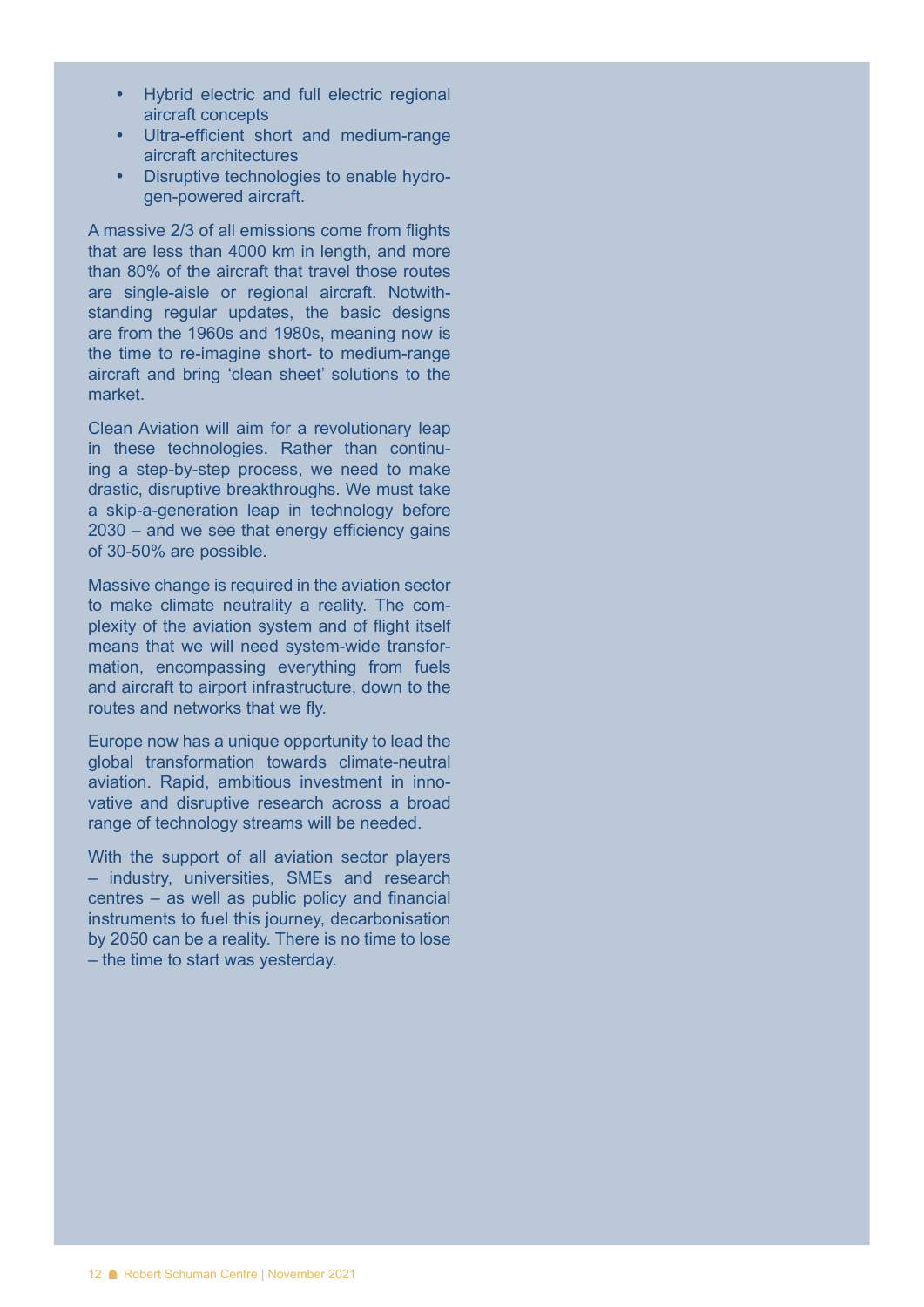- Hybrid electric and full electric regional aircraft concepts
- Ultra-efficient short and medium-range aircraft architectures
- Disruptive technologies to enable hydrogen-powered aircraft.

A massive 2/3 of all emissions come from flights that are less than 4000 km in length, and more than 80% of the aircraft that travel those routes are single-aisle or regional aircraft. Notwithstanding regular updates, the basic designs are from the 1960s and 1980s, meaning now is the time to re-imagine short- to medium-range aircraft and bring 'clean sheet' solutions to the market.

Clean Aviation will aim for a revolutionary leap in these technologies. Rather than continuing a step-by-step process, we need to make drastic, disruptive breakthroughs. We must take a skip-a-generation leap in technology before 2030 – and we see that energy efficiency gains of 30-50% are possible.

Massive change is required in the aviation sector to make climate neutrality a reality. The complexity of the aviation system and of flight itself means that we will need system-wide transformation, encompassing everything from fuels and aircraft to airport infrastructure, down to the routes and networks that we fly.

Europe now has a unique opportunity to lead the global transformation towards climate-neutral aviation. Rapid, ambitious investment in innovative and disruptive research across a broad range of technology streams will be needed.

With the support of all aviation sector players – industry, universities, SMEs and research centres – as well as public policy and financial instruments to fuel this journey, decarbonisation by 2050 can be a reality. There is no time to lose – the time to start was yesterday.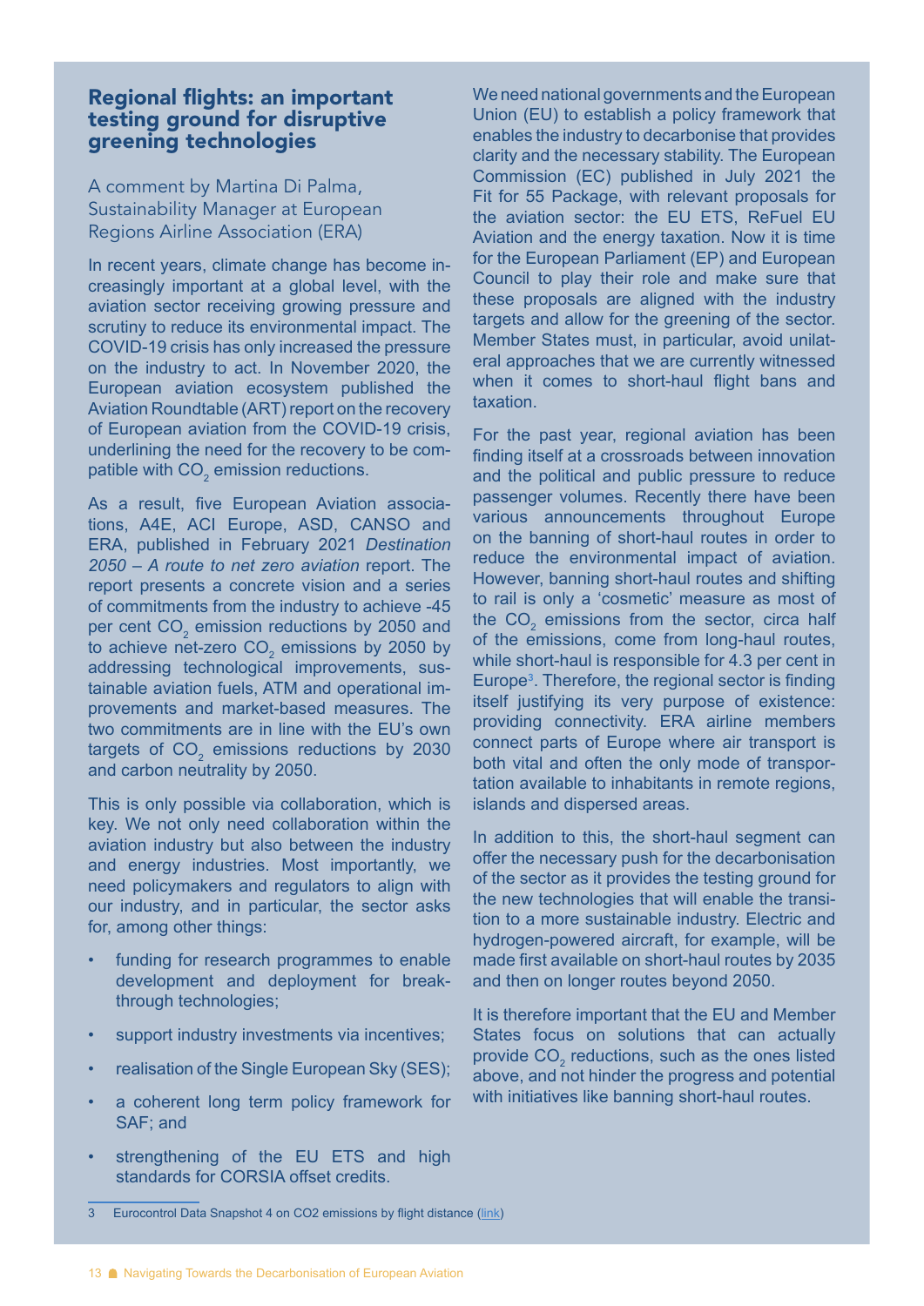## Regional flights: an important testing ground for disruptive greening technologies

A comment by Martina Di Palma, Sustainability Manager at European Regions Airline Association (ERA)

In recent years, climate change has become increasingly important at a global level, with the aviation sector receiving growing pressure and scrutiny to reduce its environmental impact. The COVID-19 crisis has only increased the pressure on the industry to act. In November 2020, the European aviation ecosystem published the Aviation Roundtable (ART) report on the recovery of European aviation from the COVID-19 crisis, underlining the need for the recovery to be compatible with $CO_2$ emission reductions.

As a result, five European Aviation associations, A4E, ACI Europe, ASD, CANSO and ERA, published in February 2021 *Destination 2050 – A route to net zero aviation* report. The report presents a concrete vision and a series of commitments from the industry to achieve -45 per cent $CO_2$ emission reductions by 2050 and to achieve net-zero $CO_2$ emissions by 2050 by addressing technological improvements, sustainable aviation fuels, ATM and operational improvements and market-based measures. The two commitments are in line with the EU's own targets of $CO_2$ emissions reductions by 2030 and carbon neutrality by 2050.

This is only possible via collaboration, which is key. We not only need collaboration within the aviation industry but also between the industry and energy industries. Most importantly, we need policymakers and regulators to align with our industry, and in particular, the sector asks for, among other things:

- funding for research programmes to enable development and deployment for breakthrough technologies;
- support industry investments via incentives;
- realisation of the Single European Sky (SES);
- a coherent long term policy framework for SAF; and
- strengthening of the EU ETS and high standards for CORSIA offset credits.

We need national governments and the European Union (EU) to establish a policy framework that enables the industry to decarbonise that provides clarity and the necessary stability. The European Commission (EC) published in July 2021 the Fit for 55 Package, with relevant proposals for the aviation sector: the EU ETS, ReFuel EU Aviation and the energy taxation. Now it is time for the European Parliament (EP) and European Council to play their role and make sure that these proposals are aligned with the industry targets and allow for the greening of the sector. Member States must, in particular, avoid unilateral approaches that we are currently witnessed when it comes to short-haul flight bans and taxation.

For the past year, regional aviation has been finding itself at a crossroads between innovation and the political and public pressure to reduce passenger volumes. Recently there have been various announcements throughout Europe on the banning of short-haul routes in order to reduce the environmental impact of aviation. However, banning short-haul routes and shifting to rail is only a 'cosmetic' measure as most of the $CO_2$ emissions from the sector, circa half of the emissions, come from long-haul routes, while short-haul is responsible for 4.3 per cent in Europe[3]. Therefore, the regional sector is finding itself justifying its very purpose of existence: providing connectivity. ERA airline members connect parts of Europe where air transport is both vital and often the only mode of transportation available to inhabitants in remote regions, islands and dispersed areas.

In addition to this, the short-haul segment can offer the necessary push for the decarbonisation of the sector as it provides the testing ground for the new technologies that will enable the transition to a more sustainable industry. Electric and hydrogen-powered aircraft, for example, will be made first available on short-haul routes by 2035 and then on longer routes beyond 2050.

It is therefore important that the EU and Member States focus on solutions that can actually provide $CO_2$ reductions, such as the ones listed above, and not hinder the progress and potential with initiatives like banning short-haul routes.

3 Eurocontrol Data Snapshot 4 on CO2 emissions by flight distance (link)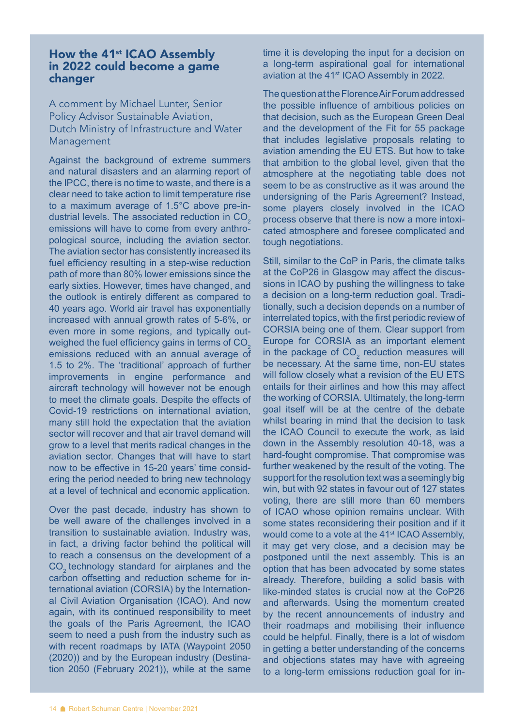## How the 41st ICAO Assembly in 2022 could become a game changer

A comment by Michael Lunter, Senior Policy Advisor Sustainable Aviation, Dutch Ministry of Infrastructure and Water Management

Against the background of extreme summers and natural disasters and an alarming report of the IPCC, there is no time to waste, and there is a clear need to take action to limit temperature rise to a maximum average of 1.5°C above pre-industrial levels. The associated reduction in $CO_2$ emissions will have to come from every anthropological source, including the aviation sector. The aviation sector has consistently increased its fuel efficiency resulting in a step-wise reduction path of more than 80% lower emissions since the early sixties. However, times have changed, and the outlook is entirely different as compared to 40 years ago. World air travel has exponentially increased with annual growth rates of 5-6%, or even more in some regions, and typically outweighed the fuel efficiency gains in terms of $CO_2$ emissions reduced with an annual average of 1.5 to 2%. The 'traditional' approach of further improvements in engine performance and aircraft technology will however not be enough to meet the climate goals. Despite the effects of Covid-19 restrictions on international aviation, many still hold the expectation that the aviation sector will recover and that air travel demand will grow to a level that merits radical changes in the aviation sector. Changes that will have to start now to be effective in 15-20 years' time considering the period needed to bring new technology at a level of technical and economic application.

Over the past decade, industry has shown to be well aware of the challenges involved in a transition to sustainable aviation. Industry was, in fact, a driving factor behind the political will to reach a consensus on the development of a $CO_2$ technology standard for airplanes and the carbon offsetting and reduction scheme for international aviation (CORSIA) by the International Civil Aviation Organisation (ICAO). And now again, with its continued responsibility to meet the goals of the Paris Agreement, the ICAO seem to need a push from the industry such as with recent roadmaps by IATA (Waypoint 2050 (2020)) and by the European industry (Destination 2050 (February 2021)), while at the same time it is developing the input for a decision on a long-term aspirational goal for international aviation at the 41st ICAO Assembly in 2022.

The question at the Florence Air Forum addressed the possible influence of ambitious policies on that decision, such as the European Green Deal and the development of the Fit for 55 package that includes legislative proposals relating to aviation amending the EU ETS. But how to take that ambition to the global level, given that the atmosphere at the negotiating table does not seem to be as constructive as it was around the undersigning of the Paris Agreement? Instead, some players closely involved in the ICAO process observe that there is now a more intoxicated atmosphere and foresee complicated and tough negotiations.

Still, similar to the CoP in Paris, the climate talks at the CoP26 in Glasgow may affect the discussions in ICAO by pushing the willingness to take a decision on a long-term reduction goal. Traditionally, such a decision depends on a number of interrelated topics, with the first periodic review of CORSIA being one of them. Clear support from Europe for CORSIA as an important element in the package of $CO_2$ reduction measures will be necessary. At the same time, non-EU states will follow closely what a revision of the EU ETS entails for their airlines and how this may affect the working of CORSIA. Ultimately, the long-term goal itself will be at the centre of the debate whilst bearing in mind that the decision to task the ICAO Council to execute the work, as laid down in the Assembly resolution 40-18, was a hard-fought compromise. That compromise was further weakened by the result of the voting. The support for the resolution text was a seemingly big win, but with 92 states in favour out of 127 states voting, there are still more than 60 members of ICAO whose opinion remains unclear. With some states reconsidering their position and if it would come to a vote at the 41st ICAO Assembly, it may get very close, and a decision may be postponed until the next assembly. This is an option that has been advocated by some states already. Therefore, building a solid basis with like-minded states is crucial now at the CoP26 and afterwards. Using the momentum created by the recent announcements of industry and their roadmaps and mobilising their influence could be helpful. Finally, there is a lot of wisdom in getting a better understanding of the concerns and objections states may have with agreeing to a long-term emissions reduction goal for in-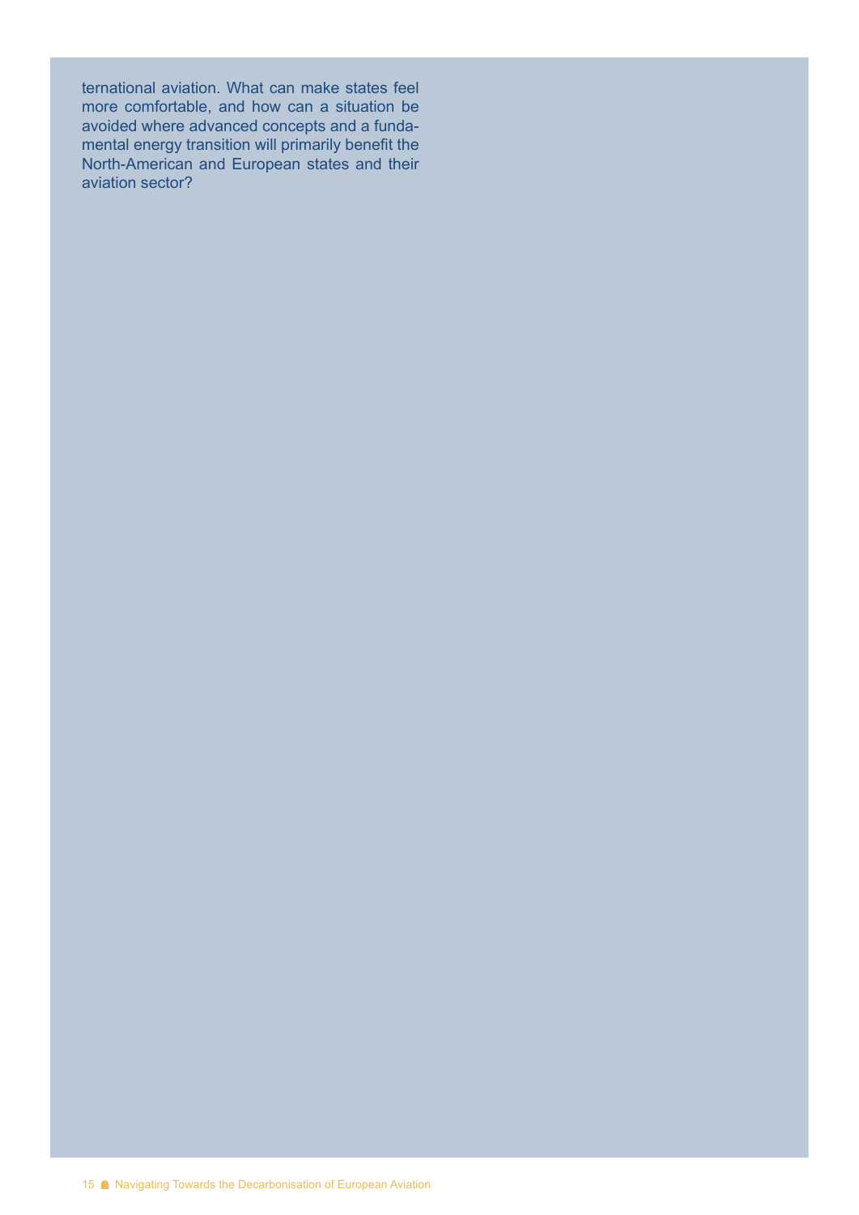ternational aviation. What can make states feel more comfortable, and how can a situation be avoided where advanced concepts and a fundamental energy transition will primarily benefit the North-American and European states and their aviation sector?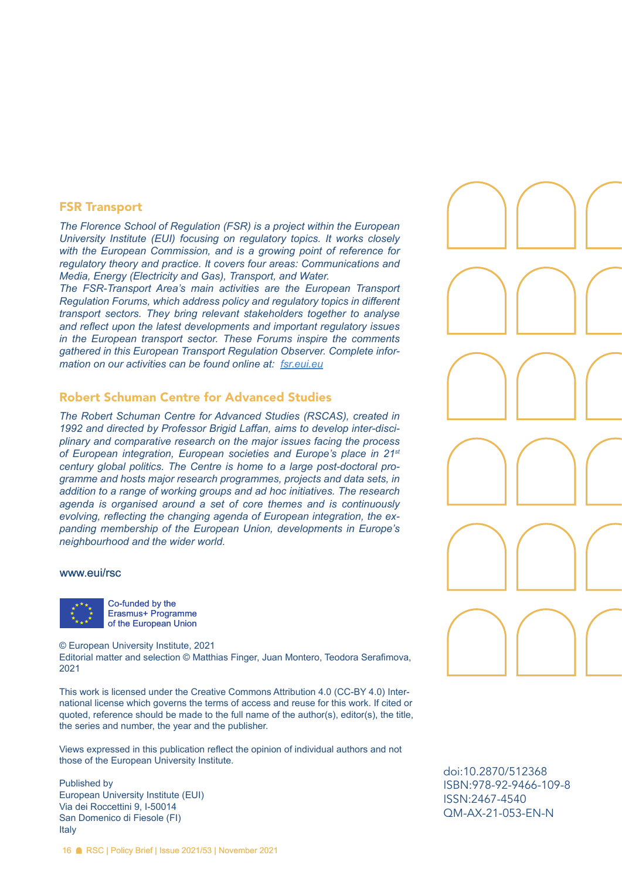## FSR Transport

*The Florence School of Regulation (FSR) is a project within the European University Institute (EUI) focusing on regulatory topics. It works closely with the European Commission, and is a growing point of reference for regulatory theory and practice. It covers four areas: Communications and Media, Energy (Electricity and Gas), Transport, and Water.*

*The FSR-Transport Area's main activities are the European Transport Regulation Forums, which address policy and regulatory topics in different transport sectors. They bring relevant stakeholders together to analyse and reflect upon the latest developments and important regulatory issues in the European transport sector. These Forums inspire the comments gathered in this European Transport Regulation Observer. Complete information on our activities can be found online at: fsr.eui.eu*

## Robert Schuman Centre for Advanced Studies

*The Robert Schuman Centre for Advanced Studies (RSCAS), created in 1992 and directed by Professor Brigid Laffan, aims to develop inter-disciplinary and comparative research on the major issues facing the process of European integration, European societies and Europe's place in 21st century global politics. The Centre is home to a large post-doctoral programme and hosts major research programmes, projects and data sets, in addition to a range of working groups and ad hoc initiatives. The research agenda is organised around a set of core themes and is continuously evolving, reflecting the changing agenda of European integration, the expanding membership of the European Union, developments in Europe's neighbourhood and the wider world.*

www.eui/rsc

Co-funded by the Erasmus+ Programme of the European Union

© European University Institute, 2021
Editorial matter and selection © Matthias Finger, Juan Montero, Teodora Serafimova, 2021

This work is licensed under the Creative Commons Attribution 4.0 (CC-BY 4.0) International license which governs the terms of access and reuse for this work. If cited or quoted, reference should be made to the full name of the author(s), editor(s), the title, the series and number, the year and the publisher.

Views expressed in this publication reflect the opinion of individual authors and not those of the European University Institute.

Published by
European University Institute (EUI)
Via dei Roccettini 9, I-50014
San Domenico di Fiesole (FI)
Italy

doi:10.2870/512368
ISBN:978-92-9466-109-8
ISSN:2467-4540
QM-AX-21-053-EN-N